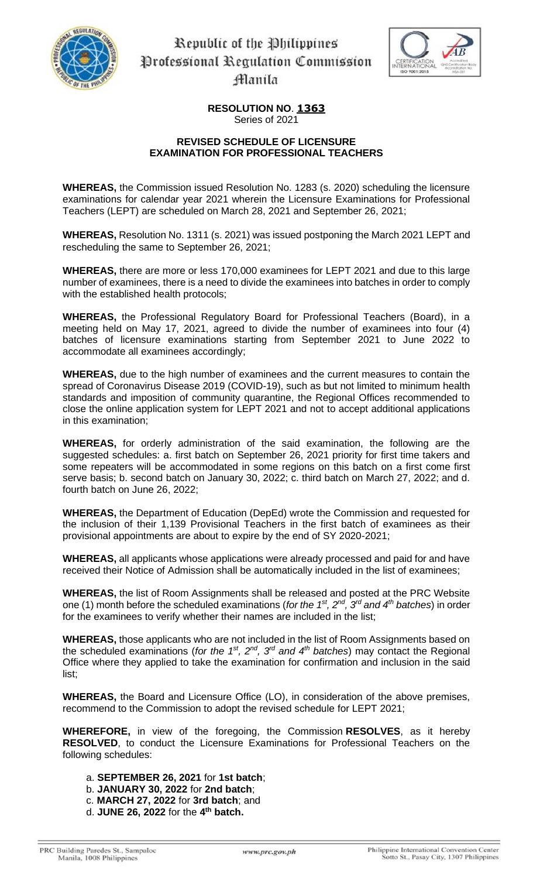Republic of the Philippines
Professional Regulation Commission
Manila

**RESOLUTION NO. 1363**
Series of 2021

**REVISED SCHEDULE OF LICENSURE EXAMINATION FOR PROFESSIONAL TEACHERS**

**WHEREAS,** the Commission issued Resolution No. 1283 (s. 2020) scheduling the licensure examinations for calendar year 2021 wherein the Licensure Examinations for Professional Teachers (LEPT) are scheduled on March 28, 2021 and September 26, 2021;

**WHEREAS,** Resolution No. 1311 (s. 2021) was issued postponing the March 2021 LEPT and rescheduling the same to September 26, 2021;

**WHEREAS,** there are more or less 170,000 examinees for LEPT 2021 and due to this large number of examinees, there is a need to divide the examinees into batches in order to comply with the established health protocols;

**WHEREAS,** the Professional Regulatory Board for Professional Teachers (Board), in a meeting held on May 17, 2021, agreed to divide the number of examinees into four (4) batches of licensure examinations starting from September 2021 to June 2022 to accommodate all examinees accordingly;

**WHEREAS,** due to the high number of examinees and the current measures to contain the spread of Coronavirus Disease 2019 (COVID-19), such as but not limited to minimum health standards and imposition of community quarantine, the Regional Offices recommended to close the online application system for LEPT 2021 and not to accept additional applications in this examination;

**WHEREAS,** for orderly administration of the said examination, the following are the suggested schedules: a. first batch on September 26, 2021 priority for first time takers and some repeaters will be accommodated in some regions on this batch on a first come first serve basis; b. second batch on January 30, 2022; c. third batch on March 27, 2022; and d. fourth batch on June 26, 2022;

**WHEREAS,** the Department of Education (DepEd) wrote the Commission and requested for the inclusion of their 1,139 Provisional Teachers in the first batch of examinees as their provisional appointments are about to expire by the end of SY 2020-2021;

**WHEREAS,** all applicants whose applications were already processed and paid for and have received their Notice of Admission shall be automatically included in the list of examinees;

**WHEREAS,** the list of Room Assignments shall be released and posted at the PRC Website one (1) month before the scheduled examinations (*for the 1st, 2nd, 3rd and 4th batches*) in order for the examinees to verify whether their names are included in the list;

**WHEREAS,** those applicants who are not included in the list of Room Assignments based on the scheduled examinations (*for the 1st, 2nd, 3rd and 4th batches*) may contact the Regional Office where they applied to take the examination for confirmation and inclusion in the said list;

**WHEREAS,** the Board and Licensure Office (LO), in consideration of the above premises, recommend to the Commission to adopt the revised schedule for LEPT 2021;

**WHEREFORE,** in view of the foregoing, the Commission **RESOLVES**, as it hereby **RESOLVED**, to conduct the Licensure Examinations for Professional Teachers on the following schedules:

a. **SEPTEMBER 26, 2021** for **1st batch**;
b. **JANUARY 30, 2022** for **2nd batch**;
c. **MARCH 27, 2022** for **3rd batch**; and
d. **JUNE 26, 2022** for the **4th batch.**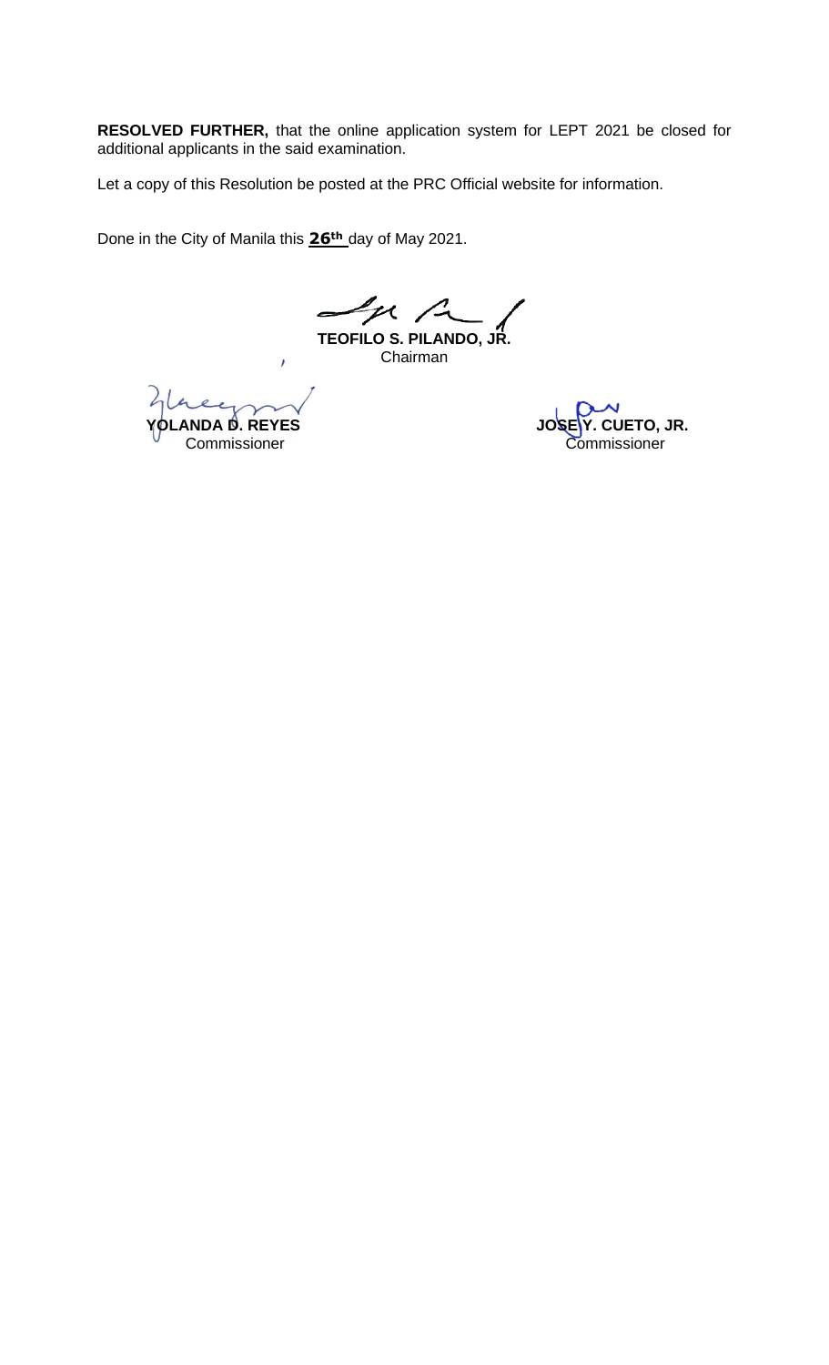**RESOLVED FURTHER,** that the online application system for LEPT 2021 be closed for additional applicants in the said examination.

Let a copy of this Resolution be posted at the PRC Official website for information.

Done in the City of Manila this **26th** day of May 2021.

**TEOFILO S. PILANDO, JR.**
Chairman

**YOLANDA D. REYES**
Commissioner

**JOSE Y. CUETO, JR.**
Commissioner